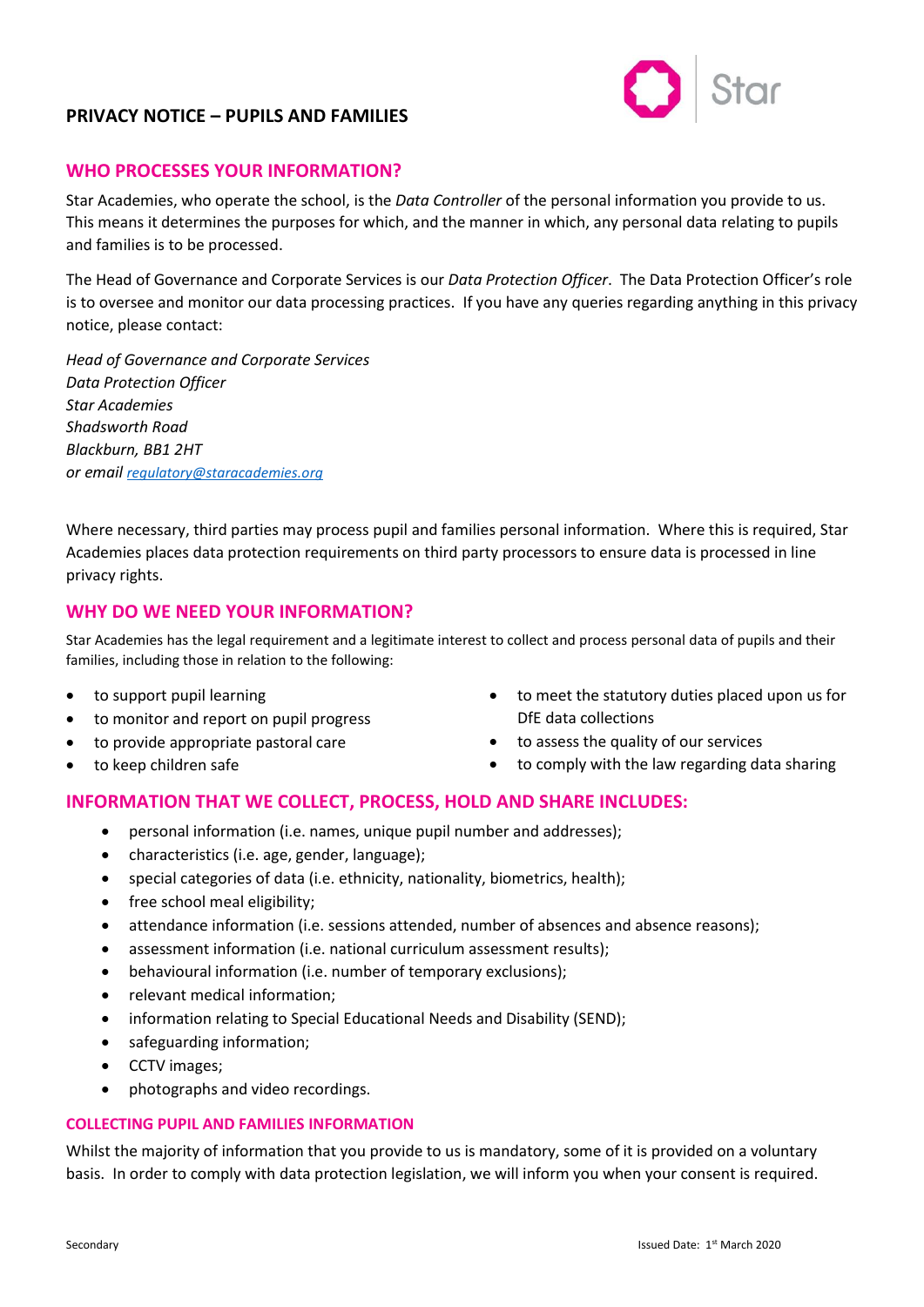# PRIVACY NOTICE – PUPILS AND FAMILIES

## WHO PROCESSES YOUR INFORMATION?

Star Academies, who operate the school, is the *Data Controller* of the personal information you provide to us. This means it determines the purposes for which, and the manner in which, any personal data relating to pupils and families is to be processed.

The Head of Governance and Corporate Services is our *Data Protection Officer*. The Data Protection Officer's role is to oversee and monitor our data processing practices. If you have any queries regarding anything in this privacy notice, please contact:

*Head of Governance and Corporate Services*
*Data Protection Officer*
*Star Academies*
*Shadsworth Road*
*Blackburn, BB1 2HT*
*or email [regulatory@staracademies.org](mailto:regulatory@staracademies.org)*

Where necessary, third parties may process pupil and families personal information. Where this is required, Star Academies places data protection requirements on third party processors to ensure data is processed in line privacy rights.

## WHY DO WE NEED YOUR INFORMATION?

Star Academies has the legal requirement and a legitimate interest to collect and process personal data of pupils and their families, including those in relation to the following:

- to support pupil learning
- to monitor and report on pupil progress
- to provide appropriate pastoral care
- to keep children safe
- to meet the statutory duties placed upon us for DfE data collections
- to assess the quality of our services
- to comply with the law regarding data sharing

## INFORMATION THAT WE COLLECT, PROCESS, HOLD AND SHARE INCLUDES:

- personal information (i.e. names, unique pupil number and addresses);
- characteristics (i.e. age, gender, language);
- special categories of data (i.e. ethnicity, nationality, biometrics, health);
- free school meal eligibility;
- attendance information (i.e. sessions attended, number of absences and absence reasons);
- assessment information (i.e. national curriculum assessment results);
- behavioural information (i.e. number of temporary exclusions);
- relevant medical information;
- information relating to Special Educational Needs and Disability (SEND);
- safeguarding information;
- CCTV images;
- photographs and video recordings.

### COLLECTING PUPIL AND FAMILIES INFORMATION

Whilst the majority of information that you provide to us is mandatory, some of it is provided on a voluntary basis. In order to comply with data protection legislation, we will inform you when your consent is required.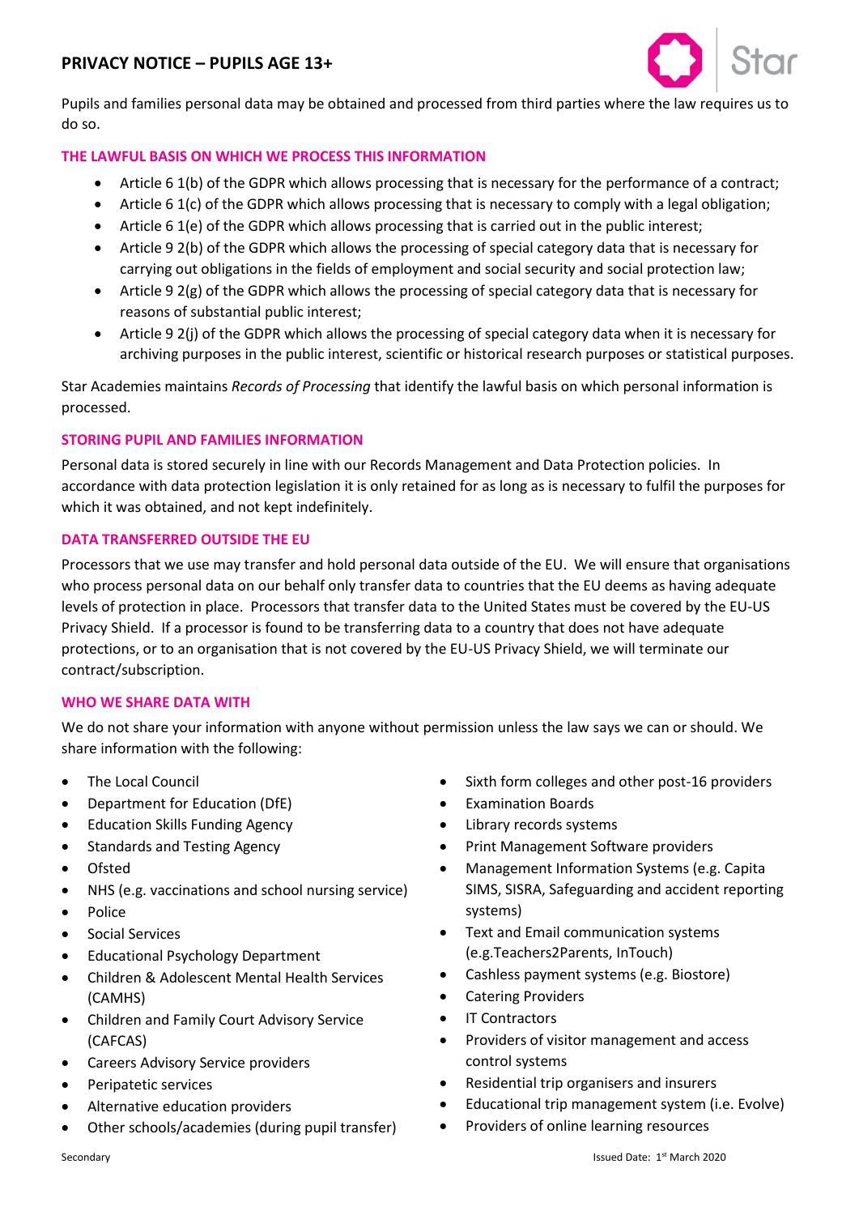Pupils and families personal data may be obtained and processed from third parties where the law requires us to do so.

## THE LAWFUL BASIS ON WHICH WE PROCESS THIS INFORMATION

- Article 6 1(b) of the GDPR which allows processing that is necessary for the performance of a contract;
- Article 6 1(c) of the GDPR which allows processing that is necessary to comply with a legal obligation;
- Article 6 1(e) of the GDPR which allows processing that is carried out in the public interest;
- Article 9 2(b) of the GDPR which allows the processing of special category data that is necessary for carrying out obligations in the fields of employment and social security and social protection law;
- Article 9 2(g) of the GDPR which allows the processing of special category data that is necessary for reasons of substantial public interest;
- Article 9 2(j) of the GDPR which allows the processing of special category data when it is necessary for archiving purposes in the public interest, scientific or historical research purposes or statistical purposes.

Star Academies maintains *Records of Processing* that identify the lawful basis on which personal information is processed.

## STORING PUPIL AND FAMILIES INFORMATION

Personal data is stored securely in line with our Records Management and Data Protection policies. In accordance with data protection legislation it is only retained for as long as is necessary to fulfil the purposes for which it was obtained, and not kept indefinitely.

## DATA TRANSFERRED OUTSIDE THE EU

Processors that we use may transfer and hold personal data outside of the EU. We will ensure that organisations who process personal data on our behalf only transfer data to countries that the EU deems as having adequate levels of protection in place. Processors that transfer data to the United States must be covered by the EU-US Privacy Shield. If a processor is found to be transferring data to a country that does not have adequate protections, or to an organisation that is not covered by the EU-US Privacy Shield, we will terminate our contract/subscription.

## WHO WE SHARE DATA WITH

We do not share your information with anyone without permission unless the law says we can or should. We share information with the following:

- The Local Council
- Department for Education (DfE)
- Education Skills Funding Agency
- Standards and Testing Agency
- Ofsted
- NHS (e.g. vaccinations and school nursing service)
- Police
- Social Services
- Educational Psychology Department
- Children & Adolescent Mental Health Services (CAMHS)
- Children and Family Court Advisory Service (CAFCAS)
- Careers Advisory Service providers
- Peripatetic services
- Alternative education providers
- Other schools/academies (during pupil transfer)
- Sixth form colleges and other post-16 providers
- Examination Boards
- Library records systems
- Print Management Software providers
- Management Information Systems (e.g. Capita SIMS, SISRA, Safeguarding and accident reporting systems)
- Text and Email communication systems (e.g.Teachers2Parents, InTouch)
- Cashless payment systems (e.g. Biostore)
- Catering Providers
- IT Contractors
- Providers of visitor management and access control systems
- Residential trip organisers and insurers
- Educational trip management system (i.e. Evolve)
- Providers of online learning resources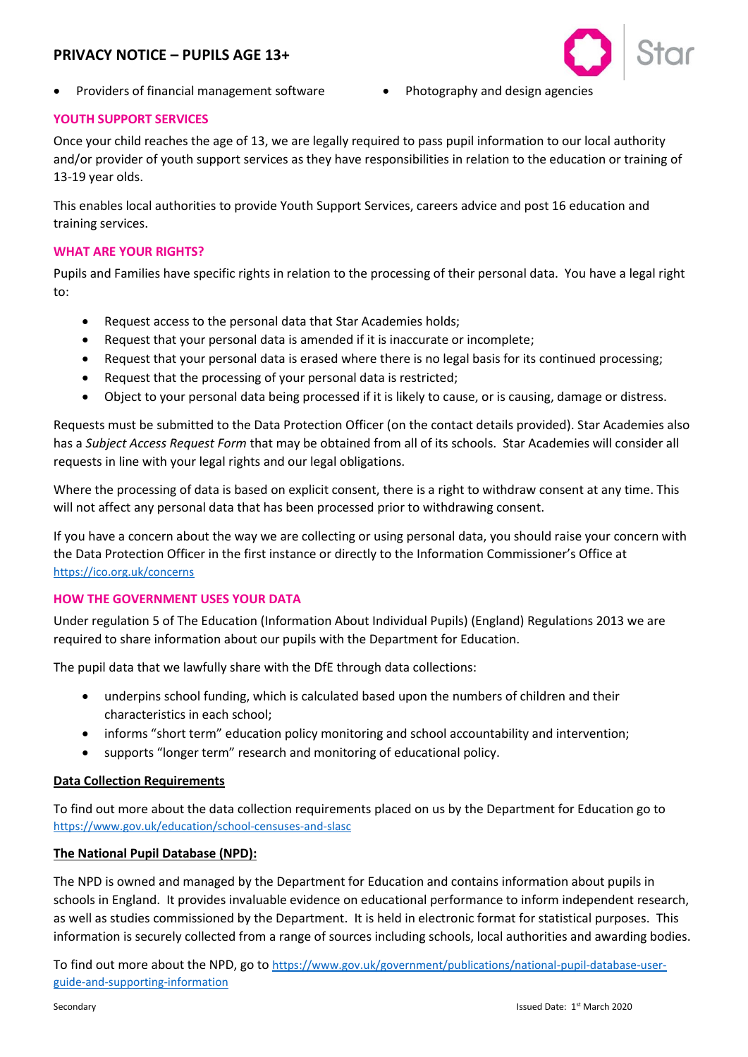- Providers of financial management software
- Photography and design agencies

## YOUTH SUPPORT SERVICES

Once your child reaches the age of 13, we are legally required to pass pupil information to our local authority and/or provider of youth support services as they have responsibilities in relation to the education or training of 13-19 year olds.

This enables local authorities to provide Youth Support Services, careers advice and post 16 education and training services.

## WHAT ARE YOUR RIGHTS?

Pupils and Families have specific rights in relation to the processing of their personal data. You have a legal right to:

- Request access to the personal data that Star Academies holds;
- Request that your personal data is amended if it is inaccurate or incomplete;
- Request that your personal data is erased where there is no legal basis for its continued processing;
- Request that the processing of your personal data is restricted;
- Object to your personal data being processed if it is likely to cause, or is causing, damage or distress.

Requests must be submitted to the Data Protection Officer (on the contact details provided). Star Academies also has a *Subject Access Request Form* that may be obtained from all of its schools. Star Academies will consider all requests in line with your legal rights and our legal obligations.

Where the processing of data is based on explicit consent, there is a right to withdraw consent at any time. This will not affect any personal data that has been processed prior to withdrawing consent.

If you have a concern about the way we are collecting or using personal data, you should raise your concern with the Data Protection Officer in the first instance or directly to the Information Commissioner's Office at https://ico.org.uk/concerns

## HOW THE GOVERNMENT USES YOUR DATA

Under regulation 5 of The Education (Information About Individual Pupils) (England) Regulations 2013 we are required to share information about our pupils with the Department for Education.

The pupil data that we lawfully share with the DfE through data collections:

- underpins school funding, which is calculated based upon the numbers of children and their characteristics in each school;
- informs "short term" education policy monitoring and school accountability and intervention;
- supports "longer term" research and monitoring of educational policy.

### Data Collection Requirements

To find out more about the data collection requirements placed on us by the Department for Education go to https://www.gov.uk/education/school-censuses-and-slasc

### The National Pupil Database (NPD):

The NPD is owned and managed by the Department for Education and contains information about pupils in schools in England. It provides invaluable evidence on educational performance to inform independent research, as well as studies commissioned by the Department. It is held in electronic format for statistical purposes. This information is securely collected from a range of sources including schools, local authorities and awarding bodies.

To find out more about the NPD, go to https://www.gov.uk/government/publications/national-pupil-database-user-guide-and-supporting-information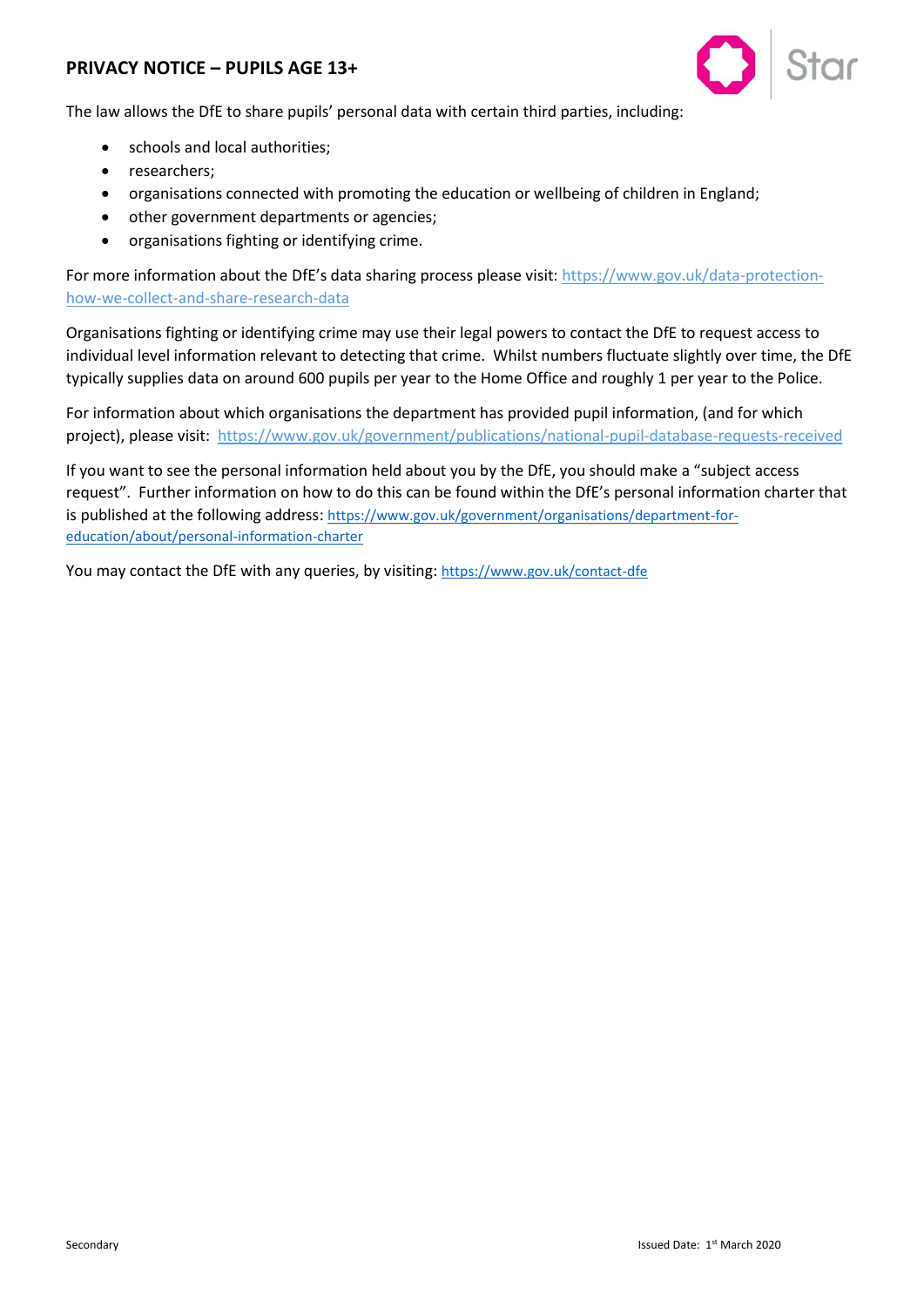The law allows the DfE to share pupils' personal data with certain third parties, including:

- schools and local authorities;
- researchers;
- organisations connected with promoting the education or wellbeing of children in England;
- other government departments or agencies;
- organisations fighting or identifying crime.

For more information about the DfE's data sharing process please visit: https://www.gov.uk/data-protection-how-we-collect-and-share-research-data

Organisations fighting or identifying crime may use their legal powers to contact the DfE to request access to individual level information relevant to detecting that crime. Whilst numbers fluctuate slightly over time, the DfE typically supplies data on around 600 pupils per year to the Home Office and roughly 1 per year to the Police.

For information about which organisations the department has provided pupil information, (and for which project), please visit: https://www.gov.uk/government/publications/national-pupil-database-requests-received

If you want to see the personal information held about you by the DfE, you should make a "subject access request". Further information on how to do this can be found within the DfE's personal information charter that is published at the following address: https://www.gov.uk/government/organisations/department-for-education/about/personal-information-charter

You may contact the DfE with any queries, by visiting: https://www.gov.uk/contact-dfe